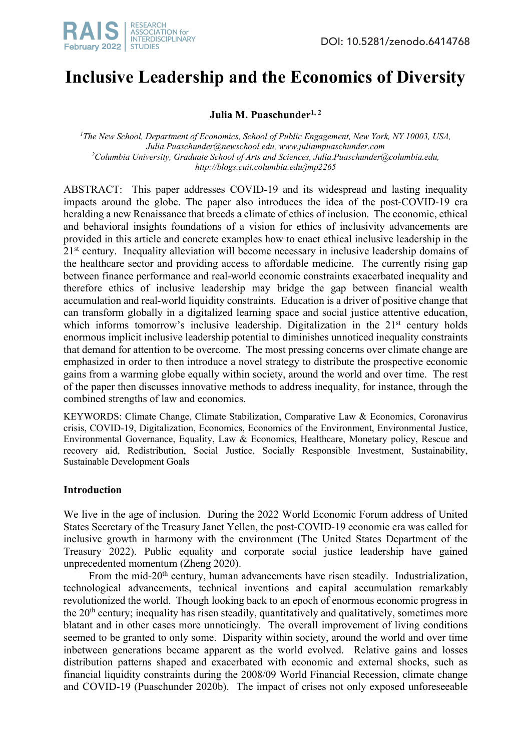DOI: 10.5281/zenodo.6414768

# Inclusive Leadership and the Economics of Diversity

**Julia M. Puaschunder**[1, 2]

*[1]The New School, Department of Economics, School of Public Engagement, New York, NY 10003, USA, Julia.Puaschunder@newschool.edu, www.juliampuaschunder.com*
*[2]Columbia University, Graduate School of Arts and Sciences, Julia.Puaschunder@columbia.edu, http://blogs.cuit.columbia.edu/jmp2265*

ABSTRACT: This paper addresses COVID-19 and its widespread and lasting inequality impacts around the globe. The paper also introduces the idea of the post-COVID-19 era heralding a new Renaissance that breeds a climate of inclusion. The economic, ethical and behavioral insights foundations of a vision for ethics of inclusivity advancements are provided in this article and concrete examples how to enact ethical inclusive leadership in the 21st century. Inequality alleviation will become necessary in inclusive leadership domains of the healthcare sector and providing access to affordable medicine. The currently rising gap between finance performance and real-world economic constraints exacerbated inequality and therefore ethics of inclusive leadership may bridge the gap between financial wealth accumulation and real-world liquidity constraints. Education is a driver of positive change that can transform globally in a digitalized learning space and social justice attentive education, which informs tomorrow's inclusive leadership. Digitalization in the 21st century holds enormous implicit inclusive leadership potential to diminishes unnoticed inequality constraints that demand for attention to be overcome. The most pressing concerns over climate change are emphasized in order to then introduce a novel strategy to distribute the prospective economic gains from a warming globe equally within society, around the world and over time. The rest of the paper then discusses innovative methods to address inequality, for instance, through the combined strengths of law and economics.

KEYWORDS: Climate Change, Climate Stabilization, Comparative Law & Economics, Coronavirus crisis, COVID-19, Digitalization, Economics, Economics of the Environment, Environmental Justice, Environmental Governance, Equality, Law & Economics, Healthcare, Monetary policy, Rescue and recovery aid, Redistribution, Social Justice, Socially Responsible Investment, Sustainability, Sustainable Development Goals

## Introduction

We live in the age of inclusion. During the 2022 World Economic Forum address of United States Secretary of the Treasury Janet Yellen, the post-COVID-19 economic era was called for inclusive growth in harmony with the environment (The United States Department of the Treasury 2022). Public equality and corporate social justice leadership have gained unprecedented momentum (Zheng 2020).

From the mid-20th century, human advancements have risen steadily. Industrialization, technological advancements, technical inventions and capital accumulation remarkably revolutionized the world. Though looking back to an epoch of enormous economic progress in the 20th century; inequality has risen steadily, quantitatively and qualitatively, sometimes more blatant and in other cases more unnoticingly. The overall improvement of living conditions seemed to be granted to only some. Disparity within society, around the world and over time inbetween generations became apparent as the world evolved. Relative gains and losses distribution patterns shaped and exacerbated with economic and external shocks, such as financial liquidity constraints during the 2008/09 World Financial Recession, climate change and COVID-19 (Puaschunder 2020b). The impact of crises not only exposed unforeseeable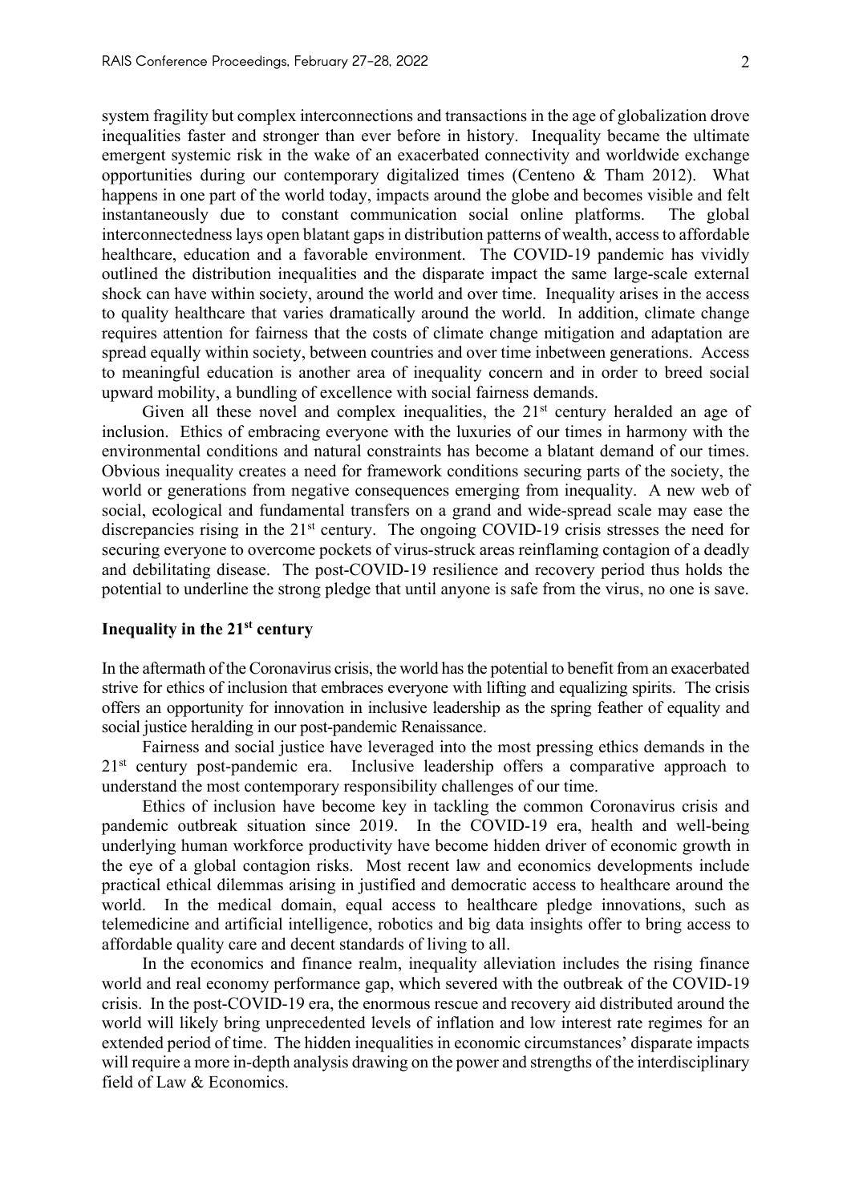system fragility but complex interconnections and transactions in the age of globalization drove inequalities faster and stronger than ever before in history. Inequality became the ultimate emergent systemic risk in the wake of an exacerbated connectivity and worldwide exchange opportunities during our contemporary digitalized times (Centeno & Tham 2012). What happens in one part of the world today, impacts around the globe and becomes visible and felt instantaneously due to constant communication social online platforms. The global interconnectedness lays open blatant gaps in distribution patterns of wealth, access to affordable healthcare, education and a favorable environment. The COVID-19 pandemic has vividly outlined the distribution inequalities and the disparate impact the same large-scale external shock can have within society, around the world and over time. Inequality arises in the access to quality healthcare that varies dramatically around the world. In addition, climate change requires attention for fairness that the costs of climate change mitigation and adaptation are spread equally within society, between countries and over time inbetween generations. Access to meaningful education is another area of inequality concern and in order to breed social upward mobility, a bundling of excellence with social fairness demands.

Given all these novel and complex inequalities, the 21st century heralded an age of inclusion. Ethics of embracing everyone with the luxuries of our times in harmony with the environmental conditions and natural constraints has become a blatant demand of our times. Obvious inequality creates a need for framework conditions securing parts of the society, the world or generations from negative consequences emerging from inequality. A new web of social, ecological and fundamental transfers on a grand and wide-spread scale may ease the discrepancies rising in the 21st century. The ongoing COVID-19 crisis stresses the need for securing everyone to overcome pockets of virus-struck areas reinflaming contagion of a deadly and debilitating disease. The post-COVID-19 resilience and recovery period thus holds the potential to underline the strong pledge that until anyone is safe from the virus, no one is save.

## Inequality in the 21st century

In the aftermath of the Coronavirus crisis, the world has the potential to benefit from an exacerbated strive for ethics of inclusion that embraces everyone with lifting and equalizing spirits. The crisis offers an opportunity for innovation in inclusive leadership as the spring feather of equality and social justice heralding in our post-pandemic Renaissance.

Fairness and social justice have leveraged into the most pressing ethics demands in the 21st century post-pandemic era. Inclusive leadership offers a comparative approach to understand the most contemporary responsibility challenges of our time.

Ethics of inclusion have become key in tackling the common Coronavirus crisis and pandemic outbreak situation since 2019. In the COVID-19 era, health and well-being underlying human workforce productivity have become hidden driver of economic growth in the eye of a global contagion risks. Most recent law and economics developments include practical ethical dilemmas arising in justified and democratic access to healthcare around the world. In the medical domain, equal access to healthcare pledge innovations, such as telemedicine and artificial intelligence, robotics and big data insights offer to bring access to affordable quality care and decent standards of living to all.

In the economics and finance realm, inequality alleviation includes the rising finance world and real economy performance gap, which severed with the outbreak of the COVID-19 crisis. In the post-COVID-19 era, the enormous rescue and recovery aid distributed around the world will likely bring unprecedented levels of inflation and low interest rate regimes for an extended period of time. The hidden inequalities in economic circumstances' disparate impacts will require a more in-depth analysis drawing on the power and strengths of the interdisciplinary field of Law & Economics.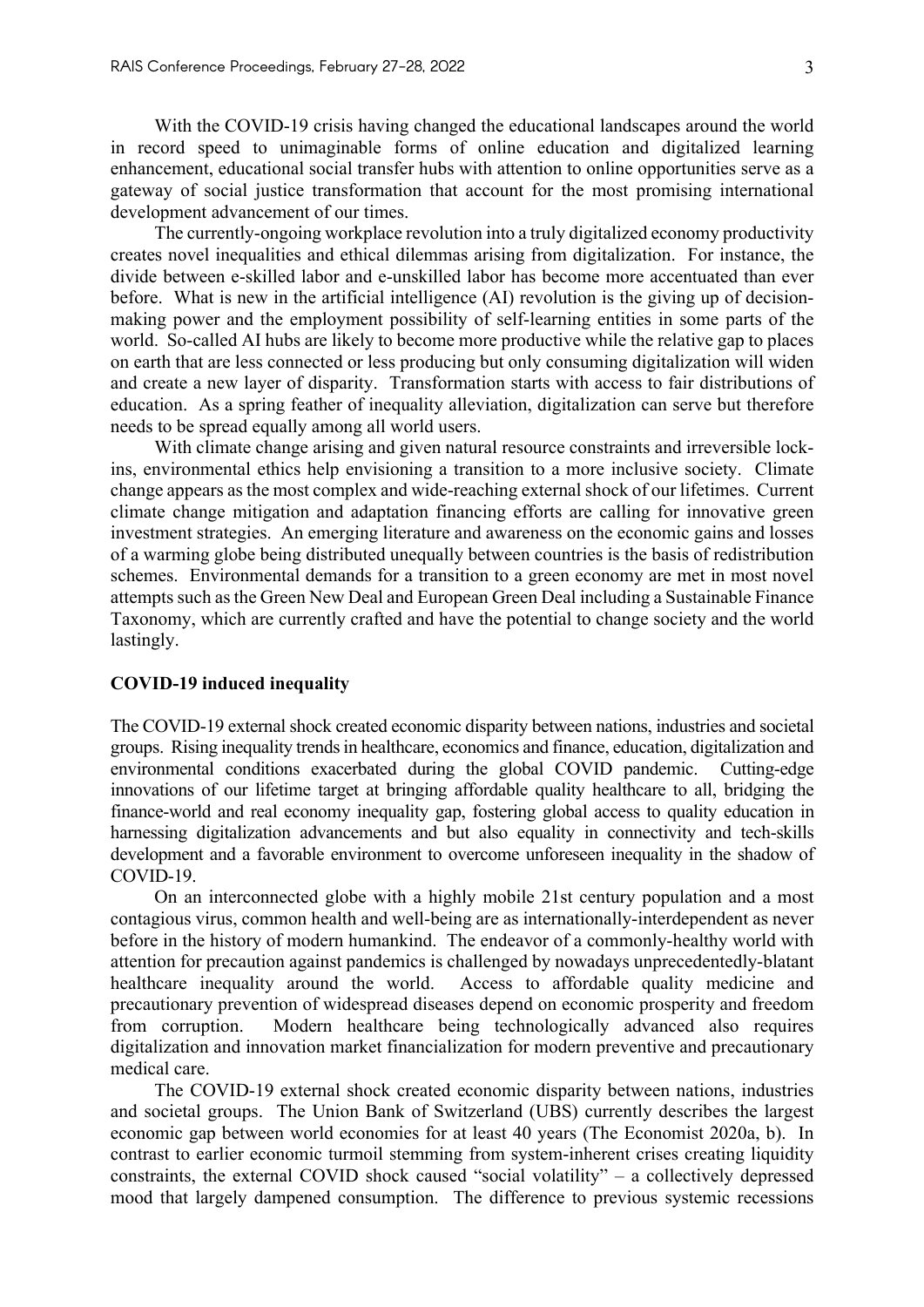With the COVID-19 crisis having changed the educational landscapes around the world in record speed to unimaginable forms of online education and digitalized learning enhancement, educational social transfer hubs with attention to online opportunities serve as a gateway of social justice transformation that account for the most promising international development advancement of our times.

The currently-ongoing workplace revolution into a truly digitalized economy productivity creates novel inequalities and ethical dilemmas arising from digitalization. For instance, the divide between e-skilled labor and e-unskilled labor has become more accentuated than ever before. What is new in the artificial intelligence (AI) revolution is the giving up of decision-making power and the employment possibility of self-learning entities in some parts of the world. So-called AI hubs are likely to become more productive while the relative gap to places on earth that are less connected or less producing but only consuming digitalization will widen and create a new layer of disparity. Transformation starts with access to fair distributions of education. As a spring feather of inequality alleviation, digitalization can serve but therefore needs to be spread equally among all world users.

With climate change arising and given natural resource constraints and irreversible lock-ins, environmental ethics help envisioning a transition to a more inclusive society. Climate change appears as the most complex and wide-reaching external shock of our lifetimes. Current climate change mitigation and adaptation financing efforts are calling for innovative green investment strategies. An emerging literature and awareness on the economic gains and losses of a warming globe being distributed unequally between countries is the basis of redistribution schemes. Environmental demands for a transition to a green economy are met in most novel attempts such as the Green New Deal and European Green Deal including a Sustainable Finance Taxonomy, which are currently crafted and have the potential to change society and the world lastingly.

## COVID-19 induced inequality

The COVID-19 external shock created economic disparity between nations, industries and societal groups. Rising inequality trends in healthcare, economics and finance, education, digitalization and environmental conditions exacerbated during the global COVID pandemic. Cutting-edge innovations of our lifetime target at bringing affordable quality healthcare to all, bridging the finance-world and real economy inequality gap, fostering global access to quality education in harnessing digitalization advancements and but also equality in connectivity and tech-skills development and a favorable environment to overcome unforeseen inequality in the shadow of COVID-19.

On an interconnected globe with a highly mobile 21st century population and a most contagious virus, common health and well-being are as internationally-interdependent as never before in the history of modern humankind. The endeavor of a commonly-healthy world with attention for precaution against pandemics is challenged by nowadays unprecedentedly-blatant healthcare inequality around the world. Access to affordable quality medicine and precautionary prevention of widespread diseases depend on economic prosperity and freedom from corruption. Modern healthcare being technologically advanced also requires digitalization and innovation market financialization for modern preventive and precautionary medical care.

The COVID-19 external shock created economic disparity between nations, industries and societal groups. The Union Bank of Switzerland (UBS) currently describes the largest economic gap between world economies for at least 40 years (The Economist 2020a, b). In contrast to earlier economic turmoil stemming from system-inherent crises creating liquidity constraints, the external COVID shock caused "social volatility" – a collectively depressed mood that largely dampened consumption. The difference to previous systemic recessions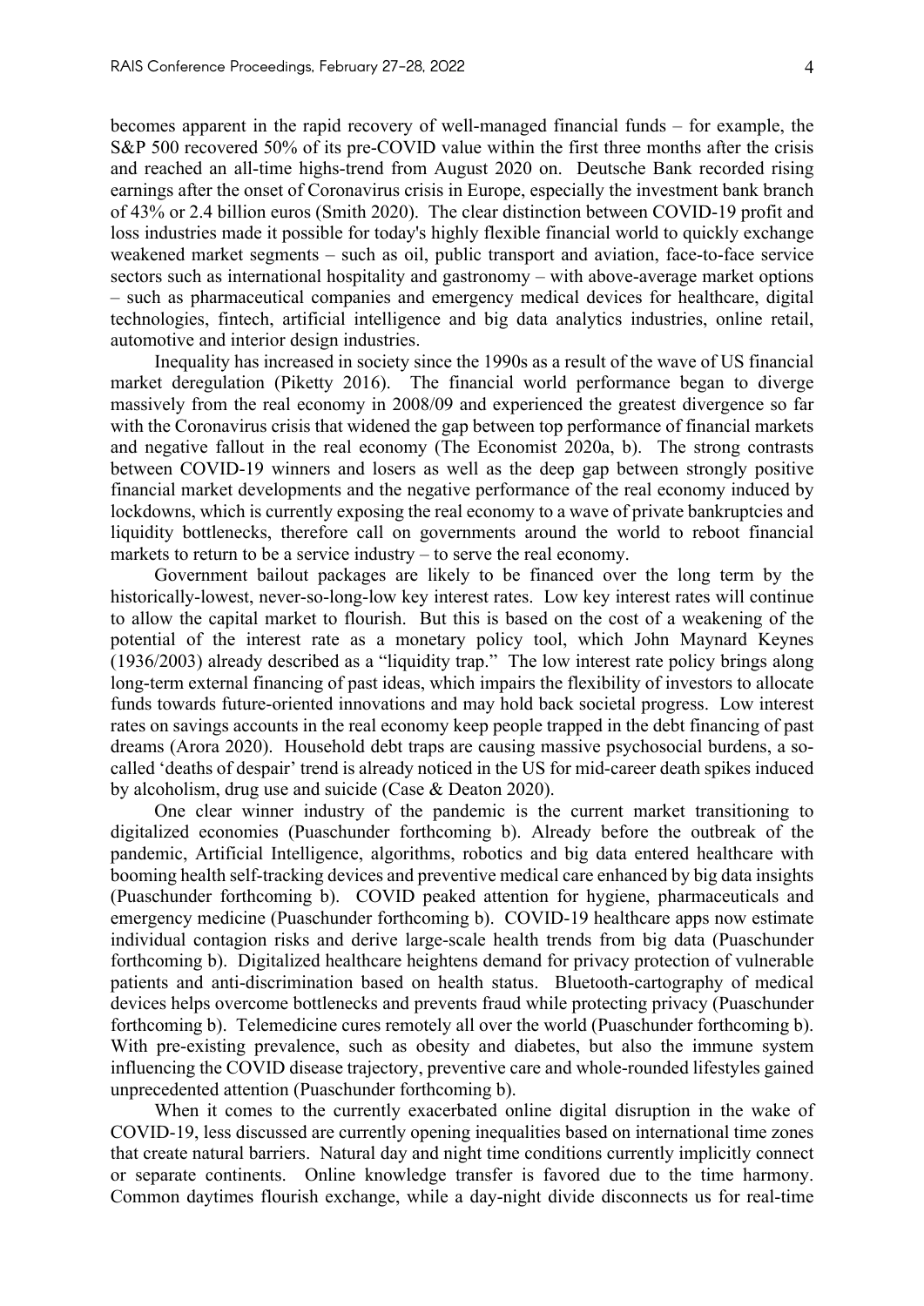becomes apparent in the rapid recovery of well-managed financial funds – for example, the S&P 500 recovered 50% of its pre-COVID value within the first three months after the crisis and reached an all-time highs-trend from August 2020 on. Deutsche Bank recorded rising earnings after the onset of Coronavirus crisis in Europe, especially the investment bank branch of 43% or 2.4 billion euros (Smith 2020). The clear distinction between COVID-19 profit and loss industries made it possible for today's highly flexible financial world to quickly exchange weakened market segments – such as oil, public transport and aviation, face-to-face service sectors such as international hospitality and gastronomy – with above-average market options – such as pharmaceutical companies and emergency medical devices for healthcare, digital technologies, fintech, artificial intelligence and big data analytics industries, online retail, automotive and interior design industries.

Inequality has increased in society since the 1990s as a result of the wave of US financial market deregulation (Piketty 2016). The financial world performance began to diverge massively from the real economy in 2008/09 and experienced the greatest divergence so far with the Coronavirus crisis that widened the gap between top performance of financial markets and negative fallout in the real economy (The Economist 2020a, b). The strong contrasts between COVID-19 winners and losers as well as the deep gap between strongly positive financial market developments and the negative performance of the real economy induced by lockdowns, which is currently exposing the real economy to a wave of private bankruptcies and liquidity bottlenecks, therefore call on governments around the world to reboot financial markets to return to be a service industry – to serve the real economy.

Government bailout packages are likely to be financed over the long term by the historically-lowest, never-so-long-low key interest rates. Low key interest rates will continue to allow the capital market to flourish. But this is based on the cost of a weakening of the potential of the interest rate as a monetary policy tool, which John Maynard Keynes (1936/2003) already described as a "liquidity trap." The low interest rate policy brings along long-term external financing of past ideas, which impairs the flexibility of investors to allocate funds towards future-oriented innovations and may hold back societal progress. Low interest rates on savings accounts in the real economy keep people trapped in the debt financing of past dreams (Arora 2020). Household debt traps are causing massive psychosocial burdens, a so-called 'deaths of despair' trend is already noticed in the US for mid-career death spikes induced by alcoholism, drug use and suicide (Case & Deaton 2020).

One clear winner industry of the pandemic is the current market transitioning to digitalized economies (Puaschunder forthcoming b). Already before the outbreak of the pandemic, Artificial Intelligence, algorithms, robotics and big data entered healthcare with booming health self-tracking devices and preventive medical care enhanced by big data insights (Puaschunder forthcoming b). COVID peaked attention for hygiene, pharmaceuticals and emergency medicine (Puaschunder forthcoming b). COVID-19 healthcare apps now estimate individual contagion risks and derive large-scale health trends from big data (Puaschunder forthcoming b). Digitalized healthcare heightens demand for privacy protection of vulnerable patients and anti-discrimination based on health status. Bluetooth-cartography of medical devices helps overcome bottlenecks and prevents fraud while protecting privacy (Puaschunder forthcoming b). Telemedicine cures remotely all over the world (Puaschunder forthcoming b). With pre-existing prevalence, such as obesity and diabetes, but also the immune system influencing the COVID disease trajectory, preventive care and whole-rounded lifestyles gained unprecedented attention (Puaschunder forthcoming b).

When it comes to the currently exacerbated online digital disruption in the wake of COVID-19, less discussed are currently opening inequalities based on international time zones that create natural barriers. Natural day and night time conditions currently implicitly connect or separate continents. Online knowledge transfer is favored due to the time harmony. Common daytimes flourish exchange, while a day-night divide disconnects us for real-time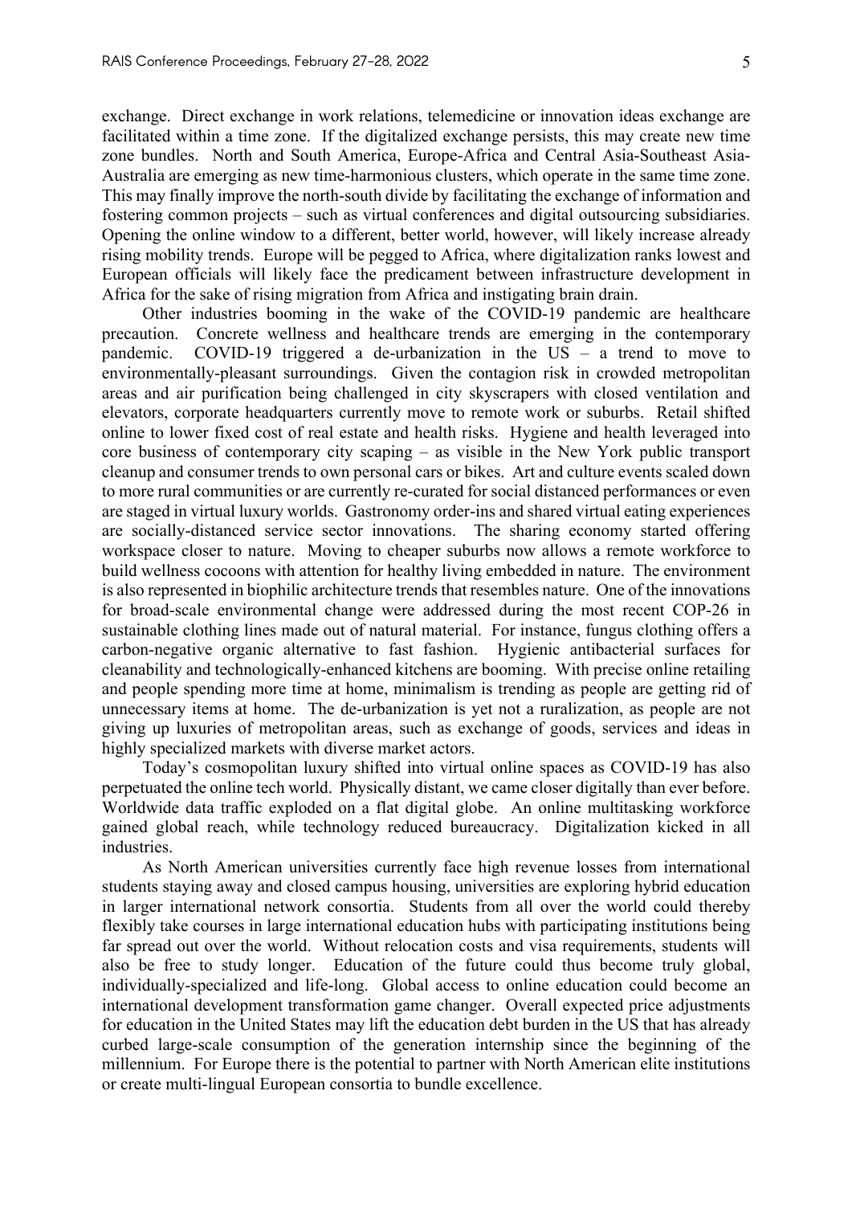exchange. Direct exchange in work relations, telemedicine or innovation ideas exchange are facilitated within a time zone. If the digitalized exchange persists, this may create new time zone bundles. North and South America, Europe-Africa and Central Asia-Southeast Asia-Australia are emerging as new time-harmonious clusters, which operate in the same time zone. This may finally improve the north-south divide by facilitating the exchange of information and fostering common projects – such as virtual conferences and digital outsourcing subsidiaries. Opening the online window to a different, better world, however, will likely increase already rising mobility trends. Europe will be pegged to Africa, where digitalization ranks lowest and European officials will likely face the predicament between infrastructure development in Africa for the sake of rising migration from Africa and instigating brain drain.

Other industries booming in the wake of the COVID-19 pandemic are healthcare precaution. Concrete wellness and healthcare trends are emerging in the contemporary pandemic. COVID-19 triggered a de-urbanization in the US – a trend to move to environmentally-pleasant surroundings. Given the contagion risk in crowded metropolitan areas and air purification being challenged in city skyscrapers with closed ventilation and elevators, corporate headquarters currently move to remote work or suburbs. Retail shifted online to lower fixed cost of real estate and health risks. Hygiene and health leveraged into core business of contemporary city scaping – as visible in the New York public transport cleanup and consumer trends to own personal cars or bikes. Art and culture events scaled down to more rural communities or are currently re-curated for social distanced performances or even are staged in virtual luxury worlds. Gastronomy order-ins and shared virtual eating experiences are socially-distanced service sector innovations. The sharing economy started offering workspace closer to nature. Moving to cheaper suburbs now allows a remote workforce to build wellness cocoons with attention for healthy living embedded in nature. The environment is also represented in biophilic architecture trends that resembles nature. One of the innovations for broad-scale environmental change were addressed during the most recent COP-26 in sustainable clothing lines made out of natural material. For instance, fungus clothing offers a carbon-negative organic alternative to fast fashion. Hygienic antibacterial surfaces for cleanability and technologically-enhanced kitchens are booming. With precise online retailing and people spending more time at home, minimalism is trending as people are getting rid of unnecessary items at home. The de-urbanization is yet not a ruralization, as people are not giving up luxuries of metropolitan areas, such as exchange of goods, services and ideas in highly specialized markets with diverse market actors.

Today's cosmopolitan luxury shifted into virtual online spaces as COVID-19 has also perpetuated the online tech world. Physically distant, we came closer digitally than ever before. Worldwide data traffic exploded on a flat digital globe. An online multitasking workforce gained global reach, while technology reduced bureaucracy. Digitalization kicked in all industries.

As North American universities currently face high revenue losses from international students staying away and closed campus housing, universities are exploring hybrid education in larger international network consortia. Students from all over the world could thereby flexibly take courses in large international education hubs with participating institutions being far spread out over the world. Without relocation costs and visa requirements, students will also be free to study longer. Education of the future could thus become truly global, individually-specialized and life-long. Global access to online education could become an international development transformation game changer. Overall expected price adjustments for education in the United States may lift the education debt burden in the US that has already curbed large-scale consumption of the generation internship since the beginning of the millennium. For Europe there is the potential to partner with North American elite institutions or create multi-lingual European consortia to bundle excellence.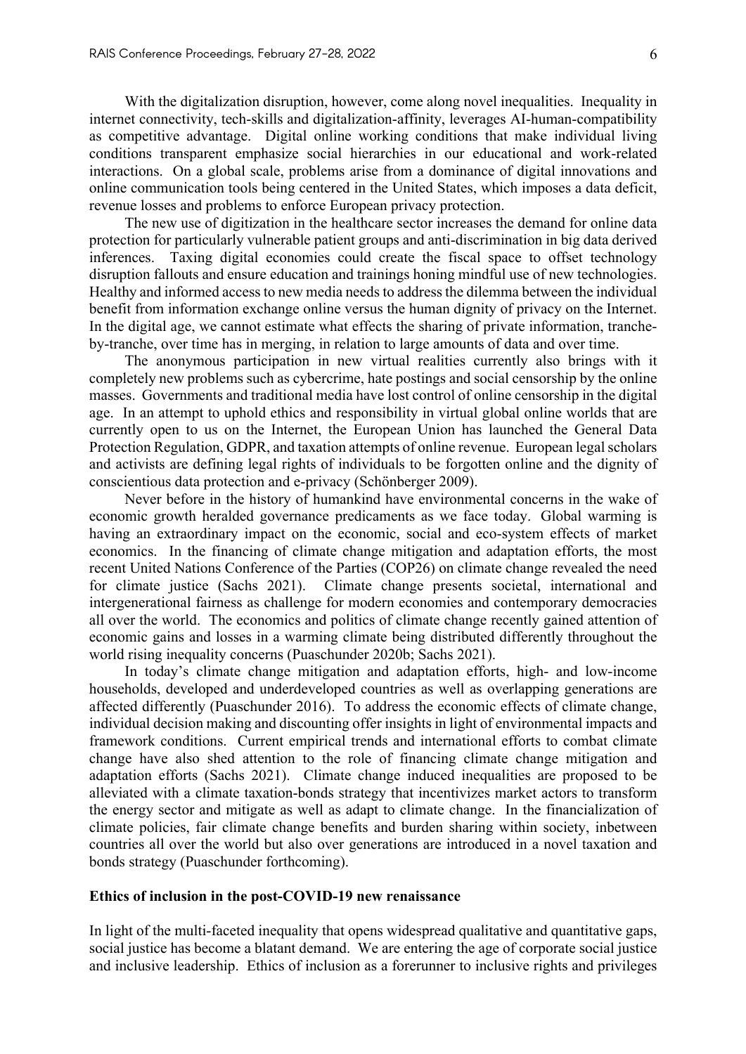With the digitalization disruption, however, come along novel inequalities. Inequality in internet connectivity, tech-skills and digitalization-affinity, leverages AI-human-compatibility as competitive advantage. Digital online working conditions that make individual living conditions transparent emphasize social hierarchies in our educational and work-related interactions. On a global scale, problems arise from a dominance of digital innovations and online communication tools being centered in the United States, which imposes a data deficit, revenue losses and problems to enforce European privacy protection.

The new use of digitization in the healthcare sector increases the demand for online data protection for particularly vulnerable patient groups and anti-discrimination in big data derived inferences. Taxing digital economies could create the fiscal space to offset technology disruption fallouts and ensure education and trainings honing mindful use of new technologies. Healthy and informed access to new media needs to address the dilemma between the individual benefit from information exchange online versus the human dignity of privacy on the Internet. In the digital age, we cannot estimate what effects the sharing of private information, tranche-by-tranche, over time has in merging, in relation to large amounts of data and over time.

The anonymous participation in new virtual realities currently also brings with it completely new problems such as cybercrime, hate postings and social censorship by the online masses. Governments and traditional media have lost control of online censorship in the digital age. In an attempt to uphold ethics and responsibility in virtual global online worlds that are currently open to us on the Internet, the European Union has launched the General Data Protection Regulation, GDPR, and taxation attempts of online revenue. European legal scholars and activists are defining legal rights of individuals to be forgotten online and the dignity of conscientious data protection and e-privacy (Schönberger 2009).

Never before in the history of humankind have environmental concerns in the wake of economic growth heralded governance predicaments as we face today. Global warming is having an extraordinary impact on the economic, social and eco-system effects of market economics. In the financing of climate change mitigation and adaptation efforts, the most recent United Nations Conference of the Parties (COP26) on climate change revealed the need for climate justice (Sachs 2021). Climate change presents societal, international and intergenerational fairness as challenge for modern economies and contemporary democracies all over the world. The economics and politics of climate change recently gained attention of economic gains and losses in a warming climate being distributed differently throughout the world rising inequality concerns (Puaschunder 2020b; Sachs 2021).

In today's climate change mitigation and adaptation efforts, high- and low-income households, developed and underdeveloped countries as well as overlapping generations are affected differently (Puaschunder 2016). To address the economic effects of climate change, individual decision making and discounting offer insights in light of environmental impacts and framework conditions. Current empirical trends and international efforts to combat climate change have also shed attention to the role of financing climate change mitigation and adaptation efforts (Sachs 2021). Climate change induced inequalities are proposed to be alleviated with a climate taxation-bonds strategy that incentivizes market actors to transform the energy sector and mitigate as well as adapt to climate change. In the financialization of climate policies, fair climate change benefits and burden sharing within society, inbetween countries all over the world but also over generations are introduced in a novel taxation and bonds strategy (Puaschunder forthcoming).

## Ethics of inclusion in the post-COVID-19 new renaissance

In light of the multi-faceted inequality that opens widespread qualitative and quantitative gaps, social justice has become a blatant demand. We are entering the age of corporate social justice and inclusive leadership. Ethics of inclusion as a forerunner to inclusive rights and privileges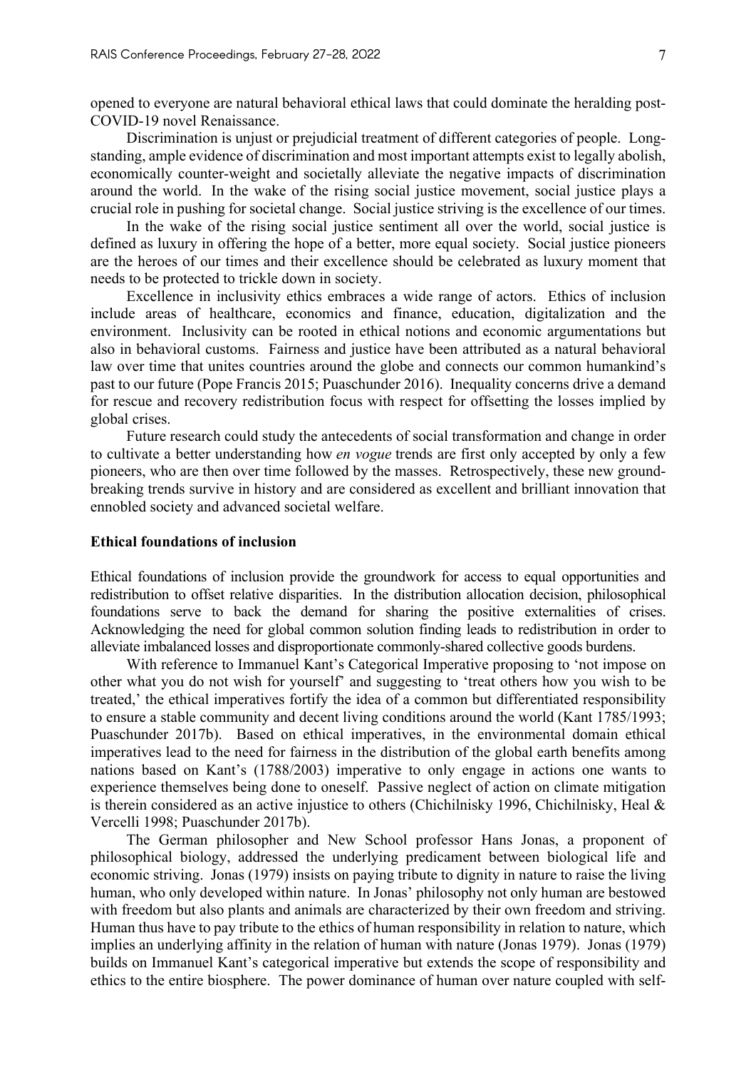opened to everyone are natural behavioral ethical laws that could dominate the heralding post-COVID-19 novel Renaissance.

Discrimination is unjust or prejudicial treatment of different categories of people. Long-standing, ample evidence of discrimination and most important attempts exist to legally abolish, economically counter-weight and societally alleviate the negative impacts of discrimination around the world. In the wake of the rising social justice movement, social justice plays a crucial role in pushing for societal change. Social justice striving is the excellence of our times.

In the wake of the rising social justice sentiment all over the world, social justice is defined as luxury in offering the hope of a better, more equal society. Social justice pioneers are the heroes of our times and their excellence should be celebrated as luxury moment that needs to be protected to trickle down in society.

Excellence in inclusivity ethics embraces a wide range of actors. Ethics of inclusion include areas of healthcare, economics and finance, education, digitalization and the environment. Inclusivity can be rooted in ethical notions and economic argumentations but also in behavioral customs. Fairness and justice have been attributed as a natural behavioral law over time that unites countries around the globe and connects our common humankind's past to our future (Pope Francis 2015; Puaschunder 2016). Inequality concerns drive a demand for rescue and recovery redistribution focus with respect for offsetting the losses implied by global crises.

Future research could study the antecedents of social transformation and change in order to cultivate a better understanding how *en vogue* trends are first only accepted by only a few pioneers, who are then over time followed by the masses. Retrospectively, these new ground-breaking trends survive in history and are considered as excellent and brilliant innovation that ennobled society and advanced societal welfare.

**Ethical foundations of inclusion**

Ethical foundations of inclusion provide the groundwork for access to equal opportunities and redistribution to offset relative disparities. In the distribution allocation decision, philosophical foundations serve to back the demand for sharing the positive externalities of crises. Acknowledging the need for global common solution finding leads to redistribution in order to alleviate imbalanced losses and disproportionate commonly-shared collective goods burdens.

With reference to Immanuel Kant's Categorical Imperative proposing to 'not impose on other what you do not wish for yourself' and suggesting to 'treat others how you wish to be treated,' the ethical imperatives fortify the idea of a common but differentiated responsibility to ensure a stable community and decent living conditions around the world (Kant 1785/1993; Puaschunder 2017b). Based on ethical imperatives, in the environmental domain ethical imperatives lead to the need for fairness in the distribution of the global earth benefits among nations based on Kant's (1788/2003) imperative to only engage in actions one wants to experience themselves being done to oneself. Passive neglect of action on climate mitigation is therein considered as an active injustice to others (Chichilnisky 1996, Chichilnisky, Heal & Vercelli 1998; Puaschunder 2017b).

The German philosopher and New School professor Hans Jonas, a proponent of philosophical biology, addressed the underlying predicament between biological life and economic striving. Jonas (1979) insists on paying tribute to dignity in nature to raise the living human, who only developed within nature. In Jonas' philosophy not only human are bestowed with freedom but also plants and animals are characterized by their own freedom and striving. Human thus have to pay tribute to the ethics of human responsibility in relation to nature, which implies an underlying affinity in the relation of human with nature (Jonas 1979). Jonas (1979) builds on Immanuel Kant's categorical imperative but extends the scope of responsibility and ethics to the entire biosphere. The power dominance of human over nature coupled with self-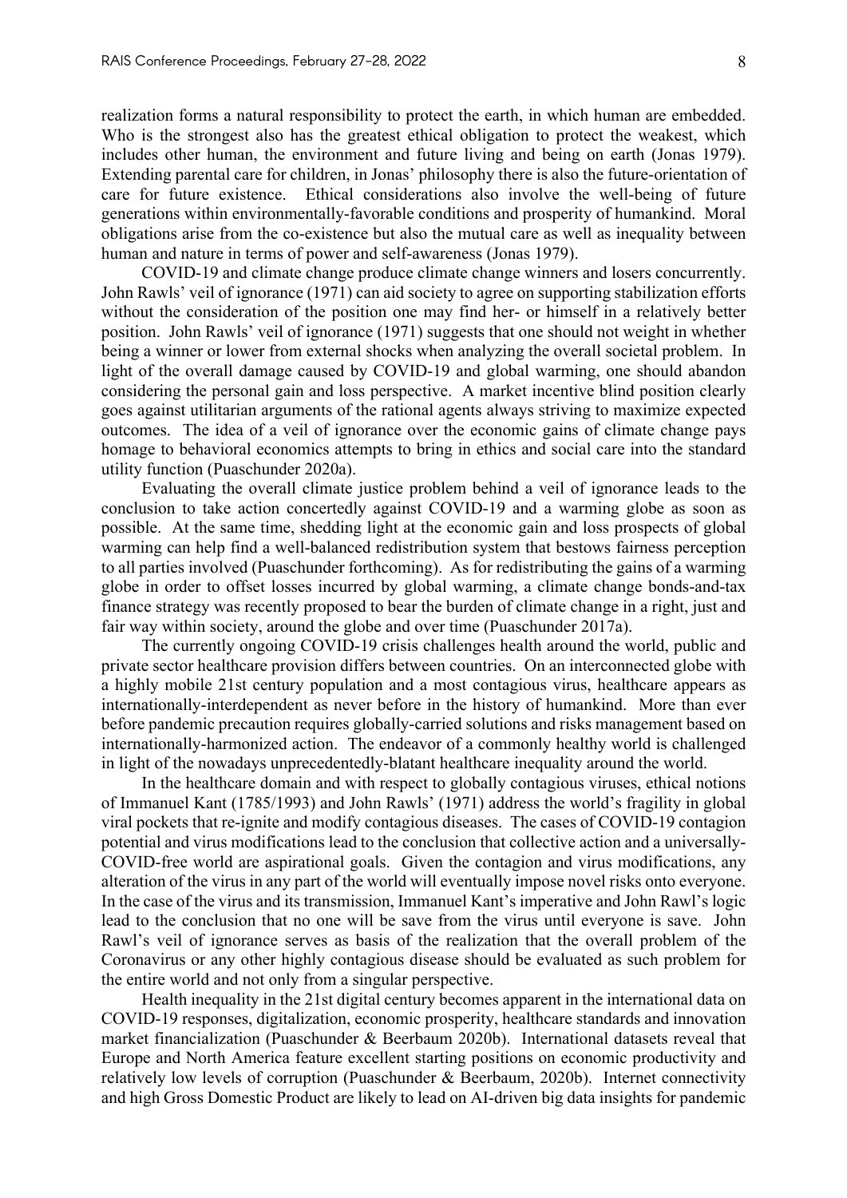realization forms a natural responsibility to protect the earth, in which human are embedded. Who is the strongest also has the greatest ethical obligation to protect the weakest, which includes other human, the environment and future living and being on earth (Jonas 1979). Extending parental care for children, in Jonas' philosophy there is also the future-orientation of care for future existence. Ethical considerations also involve the well-being of future generations within environmentally-favorable conditions and prosperity of humankind. Moral obligations arise from the co-existence but also the mutual care as well as inequality between human and nature in terms of power and self-awareness (Jonas 1979).

COVID-19 and climate change produce climate change winners and losers concurrently. John Rawls' veil of ignorance (1971) can aid society to agree on supporting stabilization efforts without the consideration of the position one may find her- or himself in a relatively better position. John Rawls' veil of ignorance (1971) suggests that one should not weight in whether being a winner or lower from external shocks when analyzing the overall societal problem. In light of the overall damage caused by COVID-19 and global warming, one should abandon considering the personal gain and loss perspective. A market incentive blind position clearly goes against utilitarian arguments of the rational agents always striving to maximize expected outcomes. The idea of a veil of ignorance over the economic gains of climate change pays homage to behavioral economics attempts to bring in ethics and social care into the standard utility function (Puaschunder 2020a).

Evaluating the overall climate justice problem behind a veil of ignorance leads to the conclusion to take action concertedly against COVID-19 and a warming globe as soon as possible. At the same time, shedding light at the economic gain and loss prospects of global warming can help find a well-balanced redistribution system that bestows fairness perception to all parties involved (Puaschunder forthcoming). As for redistributing the gains of a warming globe in order to offset losses incurred by global warming, a climate change bonds-and-tax finance strategy was recently proposed to bear the burden of climate change in a right, just and fair way within society, around the globe and over time (Puaschunder 2017a).

The currently ongoing COVID-19 crisis challenges health around the world, public and private sector healthcare provision differs between countries. On an interconnected globe with a highly mobile 21st century population and a most contagious virus, healthcare appears as internationally-interdependent as never before in the history of humankind. More than ever before pandemic precaution requires globally-carried solutions and risks management based on internationally-harmonized action. The endeavor of a commonly healthy world is challenged in light of the nowadays unprecedentedly-blatant healthcare inequality around the world.

In the healthcare domain and with respect to globally contagious viruses, ethical notions of Immanuel Kant (1785/1993) and John Rawls' (1971) address the world's fragility in global viral pockets that re-ignite and modify contagious diseases. The cases of COVID-19 contagion potential and virus modifications lead to the conclusion that collective action and a universally-COVID-free world are aspirational goals. Given the contagion and virus modifications, any alteration of the virus in any part of the world will eventually impose novel risks onto everyone. In the case of the virus and its transmission, Immanuel Kant's imperative and John Rawl's logic lead to the conclusion that no one will be save from the virus until everyone is save. John Rawl's veil of ignorance serves as basis of the realization that the overall problem of the Coronavirus or any other highly contagious disease should be evaluated as such problem for the entire world and not only from a singular perspective.

Health inequality in the 21st digital century becomes apparent in the international data on COVID-19 responses, digitalization, economic prosperity, healthcare standards and innovation market financialization (Puaschunder & Beerbaum 2020b). International datasets reveal that Europe and North America feature excellent starting positions on economic productivity and relatively low levels of corruption (Puaschunder & Beerbaum, 2020b). Internet connectivity and high Gross Domestic Product are likely to lead on AI-driven big data insights for pandemic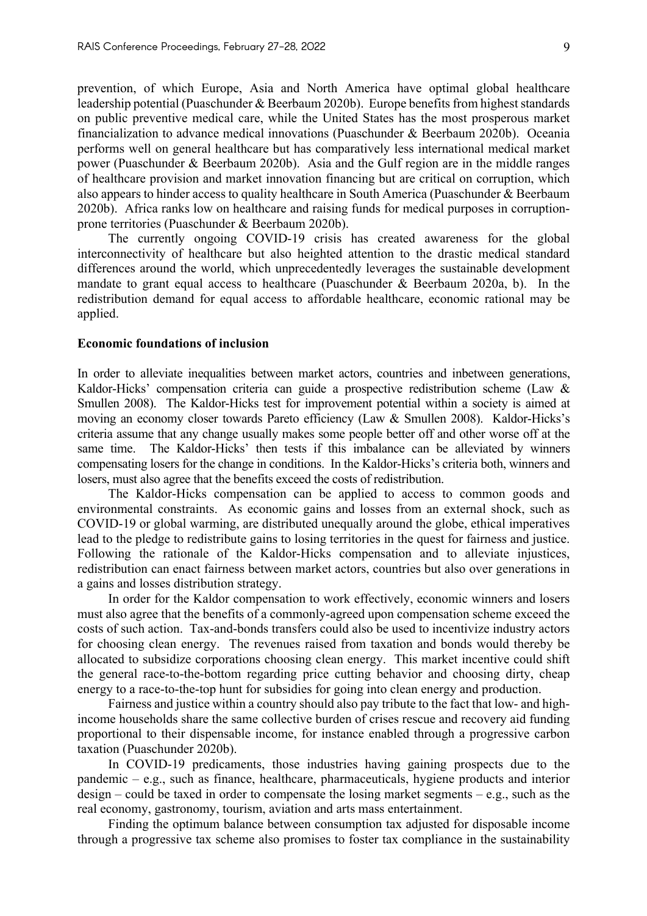prevention, of which Europe, Asia and North America have optimal global healthcare leadership potential (Puaschunder & Beerbaum 2020b). Europe benefits from highest standards on public preventive medical care, while the United States has the most prosperous market financialization to advance medical innovations (Puaschunder & Beerbaum 2020b). Oceania performs well on general healthcare but has comparatively less international medical market power (Puaschunder & Beerbaum 2020b). Asia and the Gulf region are in the middle ranges of healthcare provision and market innovation financing but are critical on corruption, which also appears to hinder access to quality healthcare in South America (Puaschunder & Beerbaum 2020b). Africa ranks low on healthcare and raising funds for medical purposes in corruption-prone territories (Puaschunder & Beerbaum 2020b).

The currently ongoing COVID-19 crisis has created awareness for the global interconnectivity of healthcare but also heighted attention to the drastic medical standard differences around the world, which unprecedentedly leverages the sustainable development mandate to grant equal access to healthcare (Puaschunder & Beerbaum 2020a, b). In the redistribution demand for equal access to affordable healthcare, economic rational may be applied.

**Economic foundations of inclusion**

In order to alleviate inequalities between market actors, countries and inbetween generations, Kaldor-Hicks' compensation criteria can guide a prospective redistribution scheme (Law & Smullen 2008). The Kaldor-Hicks test for improvement potential within a society is aimed at moving an economy closer towards Pareto efficiency (Law & Smullen 2008). Kaldor-Hicks's criteria assume that any change usually makes some people better off and other worse off at the same time. The Kaldor-Hicks' then tests if this imbalance can be alleviated by winners compensating losers for the change in conditions. In the Kaldor-Hicks's criteria both, winners and losers, must also agree that the benefits exceed the costs of redistribution.

The Kaldor-Hicks compensation can be applied to access to common goods and environmental constraints. As economic gains and losses from an external shock, such as COVID-19 or global warming, are distributed unequally around the globe, ethical imperatives lead to the pledge to redistribute gains to losing territories in the quest for fairness and justice. Following the rationale of the Kaldor-Hicks compensation and to alleviate injustices, redistribution can enact fairness between market actors, countries but also over generations in a gains and losses distribution strategy.

In order for the Kaldor compensation to work effectively, economic winners and losers must also agree that the benefits of a commonly-agreed upon compensation scheme exceed the costs of such action. Tax-and-bonds transfers could also be used to incentivize industry actors for choosing clean energy. The revenues raised from taxation and bonds would thereby be allocated to subsidize corporations choosing clean energy. This market incentive could shift the general race-to-the-bottom regarding price cutting behavior and choosing dirty, cheap energy to a race-to-the-top hunt for subsidies for going into clean energy and production.

Fairness and justice within a country should also pay tribute to the fact that low- and high-income households share the same collective burden of crises rescue and recovery aid funding proportional to their dispensable income, for instance enabled through a progressive carbon taxation (Puaschunder 2020b).

In COVID-19 predicaments, those industries having gaining prospects due to the pandemic – e.g., such as finance, healthcare, pharmaceuticals, hygiene products and interior design – could be taxed in order to compensate the losing market segments – e.g., such as the real economy, gastronomy, tourism, aviation and arts mass entertainment.

Finding the optimum balance between consumption tax adjusted for disposable income through a progressive tax scheme also promises to foster tax compliance in the sustainability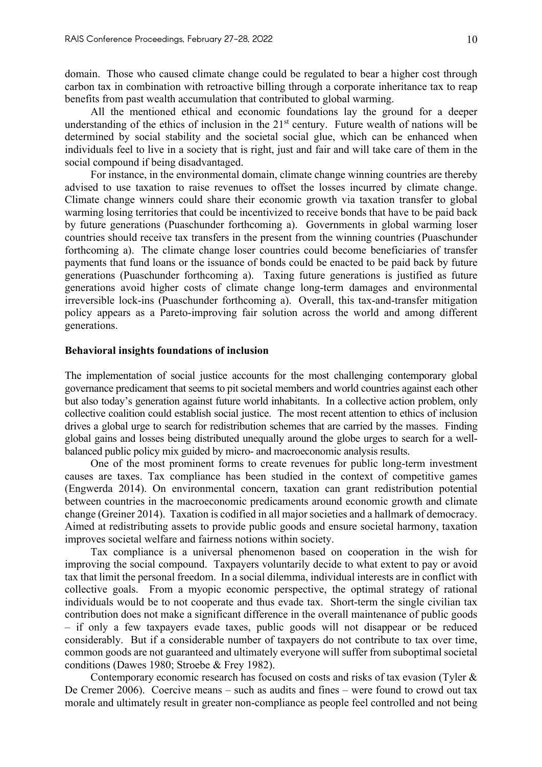domain. Those who caused climate change could be regulated to bear a higher cost through carbon tax in combination with retroactive billing through a corporate inheritance tax to reap benefits from past wealth accumulation that contributed to global warming.

All the mentioned ethical and economic foundations lay the ground for a deeper understanding of the ethics of inclusion in the 21st century. Future wealth of nations will be determined by social stability and the societal social glue, which can be enhanced when individuals feel to live in a society that is right, just and fair and will take care of them in the social compound if being disadvantaged.

For instance, in the environmental domain, climate change winning countries are thereby advised to use taxation to raise revenues to offset the losses incurred by climate change. Climate change winners could share their economic growth via taxation transfer to global warming losing territories that could be incentivized to receive bonds that have to be paid back by future generations (Puaschunder forthcoming a). Governments in global warming loser countries should receive tax transfers in the present from the winning countries (Puaschunder forthcoming a). The climate change loser countries could become beneficiaries of transfer payments that fund loans or the issuance of bonds could be enacted to be paid back by future generations (Puaschunder forthcoming a). Taxing future generations is justified as future generations avoid higher costs of climate change long-term damages and environmental irreversible lock-ins (Puaschunder forthcoming a). Overall, this tax-and-transfer mitigation policy appears as a Pareto-improving fair solution across the world and among different generations.

**Behavioral insights foundations of inclusion**

The implementation of social justice accounts for the most challenging contemporary global governance predicament that seems to pit societal members and world countries against each other but also today's generation against future world inhabitants. In a collective action problem, only collective coalition could establish social justice. The most recent attention to ethics of inclusion drives a global urge to search for redistribution schemes that are carried by the masses. Finding global gains and losses being distributed unequally around the globe urges to search for a well-balanced public policy mix guided by micro- and macroeconomic analysis results.

One of the most prominent forms to create revenues for public long-term investment causes are taxes. Tax compliance has been studied in the context of competitive games (Engwerda 2014). On environmental concern, taxation can grant redistribution potential between countries in the macroeconomic predicaments around economic growth and climate change (Greiner 2014). Taxation is codified in all major societies and a hallmark of democracy. Aimed at redistributing assets to provide public goods and ensure societal harmony, taxation improves societal welfare and fairness notions within society.

Tax compliance is a universal phenomenon based on cooperation in the wish for improving the social compound. Taxpayers voluntarily decide to what extent to pay or avoid tax that limit the personal freedom. In a social dilemma, individual interests are in conflict with collective goals. From a myopic economic perspective, the optimal strategy of rational individuals would be to not cooperate and thus evade tax. Short-term the single civilian tax contribution does not make a significant difference in the overall maintenance of public goods – if only a few taxpayers evade taxes, public goods will not disappear or be reduced considerably. But if a considerable number of taxpayers do not contribute to tax over time, common goods are not guaranteed and ultimately everyone will suffer from suboptimal societal conditions (Dawes 1980; Stroebe & Frey 1982).

Contemporary economic research has focused on costs and risks of tax evasion (Tyler & De Cremer 2006). Coercive means – such as audits and fines – were found to crowd out tax morale and ultimately result in greater non-compliance as people feel controlled and not being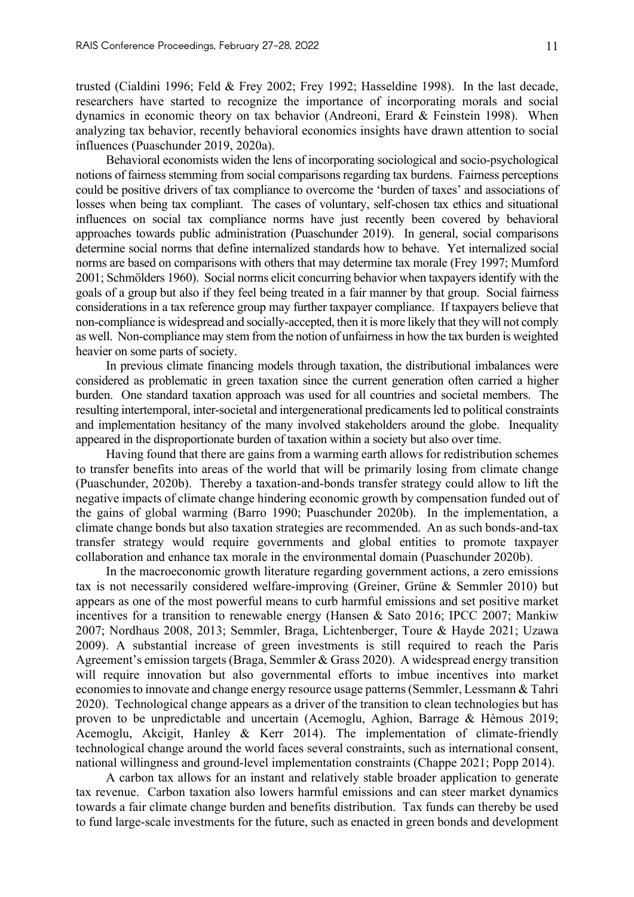trusted (Cialdini 1996; Feld & Frey 2002; Frey 1992; Hasseldine 1998). In the last decade, researchers have started to recognize the importance of incorporating morals and social dynamics in economic theory on tax behavior (Andreoni, Erard & Feinstein 1998). When analyzing tax behavior, recently behavioral economics insights have drawn attention to social influences (Puaschunder 2019, 2020a).

Behavioral economists widen the lens of incorporating sociological and socio-psychological notions of fairness stemming from social comparisons regarding tax burdens. Fairness perceptions could be positive drivers of tax compliance to overcome the 'burden of taxes' and associations of losses when being tax compliant. The cases of voluntary, self-chosen tax ethics and situational influences on social tax compliance norms have just recently been covered by behavioral approaches towards public administration (Puaschunder 2019). In general, social comparisons determine social norms that define internalized standards how to behave. Yet internalized social norms are based on comparisons with others that may determine tax morale (Frey 1997; Mumford 2001; Schmölders 1960). Social norms elicit concurring behavior when taxpayers identify with the goals of a group but also if they feel being treated in a fair manner by that group. Social fairness considerations in a tax reference group may further taxpayer compliance. If taxpayers believe that non-compliance is widespread and socially-accepted, then it is more likely that they will not comply as well. Non-compliance may stem from the notion of unfairness in how the tax burden is weighted heavier on some parts of society.

In previous climate financing models through taxation, the distributional imbalances were considered as problematic in green taxation since the current generation often carried a higher burden. One standard taxation approach was used for all countries and societal members. The resulting intertemporal, inter-societal and intergenerational predicaments led to political constraints and implementation hesitancy of the many involved stakeholders around the globe. Inequality appeared in the disproportionate burden of taxation within a society but also over time.

Having found that there are gains from a warming earth allows for redistribution schemes to transfer benefits into areas of the world that will be primarily losing from climate change (Puaschunder, 2020b). Thereby a taxation-and-bonds transfer strategy could allow to lift the negative impacts of climate change hindering economic growth by compensation funded out of the gains of global warming (Barro 1990; Puaschunder 2020b). In the implementation, a climate change bonds but also taxation strategies are recommended. An as such bonds-and-tax transfer strategy would require governments and global entities to promote taxpayer collaboration and enhance tax morale in the environmental domain (Puaschunder 2020b).

In the macroeconomic growth literature regarding government actions, a zero emissions tax is not necessarily considered welfare-improving (Greiner, Grüne & Semmler 2010) but appears as one of the most powerful means to curb harmful emissions and set positive market incentives for a transition to renewable energy (Hansen & Sato 2016; IPCC 2007; Mankiw 2007; Nordhaus 2008, 2013; Semmler, Braga, Lichtenberger, Toure & Hayde 2021; Uzawa 2009). A substantial increase of green investments is still required to reach the Paris Agreement's emission targets (Braga, Semmler & Grass 2020). A widespread energy transition will require innovation but also governmental efforts to imbue incentives into market economies to innovate and change energy resource usage patterns (Semmler, Lessmann & Tahri 2020). Technological change appears as a driver of the transition to clean technologies but has proven to be unpredictable and uncertain (Acemoglu, Aghion, Barrage & Hèmous 2019; Acemoglu, Akcigit, Hanley & Kerr 2014). The implementation of climate-friendly technological change around the world faces several constraints, such as international consent, national willingness and ground-level implementation constraints (Chappe 2021; Popp 2014).

A carbon tax allows for an instant and relatively stable broader application to generate tax revenue. Carbon taxation also lowers harmful emissions and can steer market dynamics towards a fair climate change burden and benefits distribution. Tax funds can thereby be used to fund large-scale investments for the future, such as enacted in green bonds and development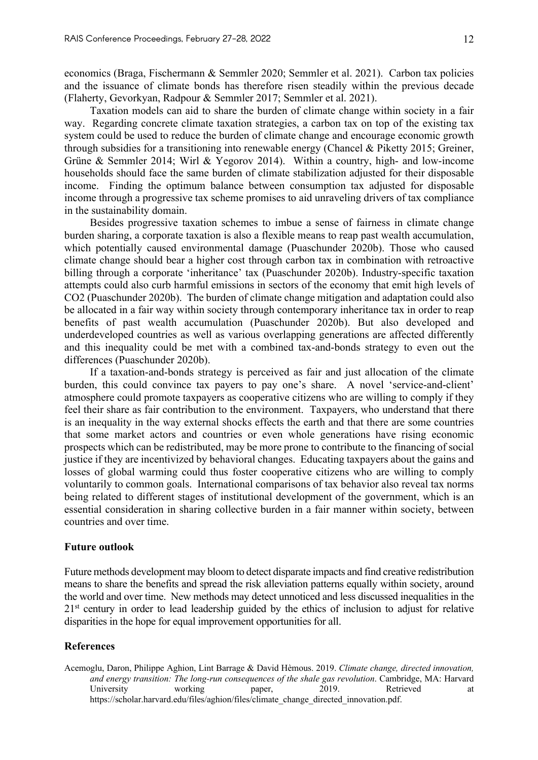economics (Braga, Fischermann & Semmler 2020; Semmler et al. 2021). Carbon tax policies and the issuance of climate bonds has therefore risen steadily within the previous decade (Flaherty, Gevorkyan, Radpour & Semmler 2017; Semmler et al. 2021).

Taxation models can aid to share the burden of climate change within society in a fair way. Regarding concrete climate taxation strategies, a carbon tax on top of the existing tax system could be used to reduce the burden of climate change and encourage economic growth through subsidies for a transitioning into renewable energy (Chancel & Piketty 2015; Greiner, Grüne & Semmler 2014; Wirl & Yegorov 2014). Within a country, high- and low-income households should face the same burden of climate stabilization adjusted for their disposable income. Finding the optimum balance between consumption tax adjusted for disposable income through a progressive tax scheme promises to aid unraveling drivers of tax compliance in the sustainability domain.

Besides progressive taxation schemes to imbue a sense of fairness in climate change burden sharing, a corporate taxation is also a flexible means to reap past wealth accumulation, which potentially caused environmental damage (Puaschunder 2020b). Those who caused climate change should bear a higher cost through carbon tax in combination with retroactive billing through a corporate 'inheritance' tax (Puaschunder 2020b). Industry-specific taxation attempts could also curb harmful emissions in sectors of the economy that emit high levels of $CO_2$ (Puaschunder 2020b). The burden of climate change mitigation and adaptation could also be allocated in a fair way within society through contemporary inheritance tax in order to reap benefits of past wealth accumulation (Puaschunder 2020b). But also developed and underdeveloped countries as well as various overlapping generations are affected differently and this inequality could be met with a combined tax-and-bonds strategy to even out the differences (Puaschunder 2020b).

If a taxation-and-bonds strategy is perceived as fair and just allocation of the climate burden, this could convince tax payers to pay one's share. A novel 'service-and-client' atmosphere could promote taxpayers as cooperative citizens who are willing to comply if they feel their share as fair contribution to the environment. Taxpayers, who understand that there is an inequality in the way external shocks effects the earth and that there are some countries that some market actors and countries or even whole generations have rising economic prospects which can be redistributed, may be more prone to contribute to the financing of social justice if they are incentivized by behavioral changes. Educating taxpayers about the gains and losses of global warming could thus foster cooperative citizens who are willing to comply voluntarily to common goals. International comparisons of tax behavior also reveal tax norms being related to different stages of institutional development of the government, which is an essential consideration in sharing collective burden in a fair manner within society, between countries and over time.

## Future outlook

Future methods development may bloom to detect disparate impacts and find creative redistribution means to share the benefits and spread the risk alleviation patterns equally within society, around the world and over time. New methods may detect unnoticed and less discussed inequalities in the 21st century in order to lead leadership guided by the ethics of inclusion to adjust for relative disparities in the hope for equal improvement opportunities for all.

## References

Acemoglu, Daron, Philippe Aghion, Lint Barrage & David Hèmous. 2019. *Climate change, directed innovation, and energy transition: The long-run consequences of the shale gas revolution*. Cambridge, MA: Harvard University working paper, 2019. Retrieved at https://scholar.harvard.edu/files/aghion/files/climate_change_directed_innovation.pdf.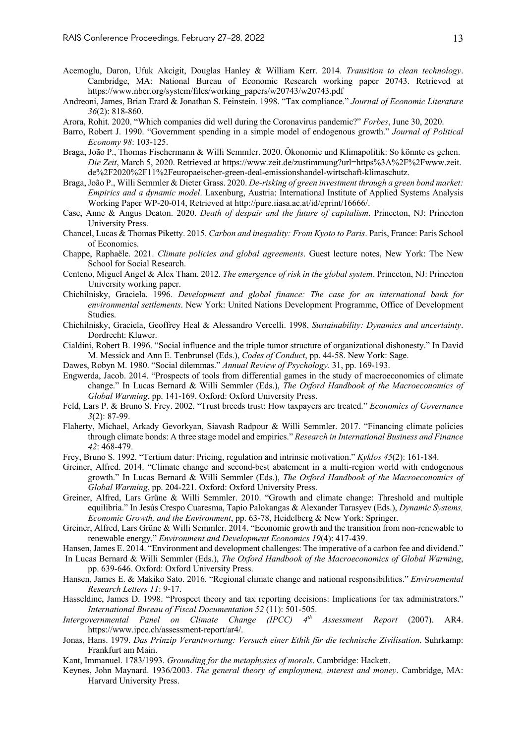Acemoglu, Daron, Ufuk Akcigit, Douglas Hanley & William Kerr. 2014. *Transition to clean technology*. Cambridge, MA: National Bureau of Economic Research working paper 20743. Retrieved at https://www.nber.org/system/files/working_papers/w20743/w20743.pdf

Andreoni, James, Brian Erard & Jonathan S. Feinstein. 1998. "Tax compliance." *Journal of Economic Literature 36*(2): 818-860.

Arora, Rohit. 2020. "Which companies did well during the Coronavirus pandemic?" *Forbes*, June 30, 2020.

Barro, Robert J. 1990. "Government spending in a simple model of endogenous growth." *Journal of Political Economy 98*: 103-125.

Braga, João P., Thomas Fischermann & Willi Semmler. 2020. Ökonomie und Klimapolitik: So könnte es gehen. *Die Zeit*, March 5, 2020. Retrieved at https://www.zeit.de/zustimmung?url=https%3A%2F%2Fwww.zeit.de%2F2020%2F11%2Feuropaeischer-green-deal-emissionshandel-wirtschaft-klimaschutz.

Braga, João P., Willi Semmler & Dieter Grass. 2020. *De-risking of green investment through a green bond market: Empirics and a dynamic model*. Laxenburg, Austria: International Institute of Applied Systems Analysis Working Paper WP-20-014, Retrieved at http://pure.iiasa.ac.at/id/eprint/16666/.

Case, Anne & Angus Deaton. 2020. *Death of despair and the future of capitalism*. Princeton, NJ: Princeton University Press.

Chancel, Lucas & Thomas Piketty. 2015. *Carbon and inequality: From Kyoto to Paris*. Paris, France: Paris School of Economics.

Chappe, Raphaële. 2021. *Climate policies and global agreements*. Guest lecture notes, New York: The New School for Social Research.

Centeno, Miguel Angel & Alex Tham. 2012. *The emergence of risk in the global system*. Princeton, NJ: Princeton University working paper.

Chichilnisky, Graciela. 1996. *Development and global finance: The case for an international bank for environmental settlements*. New York: United Nations Development Programme, Office of Development Studies.

Chichilnisky, Graciela, Geoffrey Heal & Alessandro Vercelli. 1998. *Sustainability: Dynamics and uncertainty*. Dordrecht: Kluwer.

Cialdini, Robert B. 1996. "Social influence and the triple tumor structure of organizational dishonesty." In David M. Messick and Ann E. Tenbrunsel (Eds.), *Codes of Conduct*, pp. 44-58. New York: Sage.

Dawes, Robyn M. 1980. "Social dilemmas." *Annual Review of Psychology.* 31, pp. 169-193.

Engwerda, Jacob. 2014. "Prospects of tools from differential games in the study of macroeconomics of climate change." In Lucas Bernard & Willi Semmler (Eds.), *The Oxford Handbook of the Macroeconomics of Global Warming*, pp. 141-169. Oxford: Oxford University Press.

Feld, Lars P. & Bruno S. Frey. 2002. "Trust breeds trust: How taxpayers are treated." *Economics of Governance 3*(2): 87-99.

Flaherty, Michael, Arkady Gevorkyan, Siavash Radpour & Willi Semmler. 2017. "Financing climate policies through climate bonds: A three stage model and empirics." *Research in International Business and Finance 42*: 468-479.

Frey, Bruno S. 1992. "Tertium datur: Pricing, regulation and intrinsic motivation." *Kyklos 45*(2): 161-184.

Greiner, Alfred. 2014. "Climate change and second-best abatement in a multi-region world with endogenous growth." In Lucas Bernard & Willi Semmler (Eds.), *The Oxford Handbook of the Macroeconomics of Global Warming*, pp. 204-221. Oxford: Oxford University Press.

Greiner, Alfred, Lars Grüne & Willi Semmler. 2010. "Growth and climate change: Threshold and multiple equilibria." In Jesús Crespo Cuaresma, Tapio Palokangas & Alexander Tarasyev (Eds.), *Dynamic Systems, Economic Growth, and the Environment*, pp. 63-78, Heidelberg & New York: Springer.

Greiner, Alfred, Lars Grüne & Willi Semmler. 2014. "Economic growth and the transition from non-renewable to renewable energy." *Environment and Development Economics 19*(4): 417-439.

Hansen, James E. 2014. "Environment and development challenges: The imperative of a carbon fee and dividend." In Lucas Bernard & Willi Semmler (Eds.), *The Oxford Handbook of the Macroeconomics of Global Warming*, pp. 639-646. Oxford: Oxford University Press.

Hansen, James E. & Makiko Sato. 2016. "Regional climate change and national responsibilities." *Environmental Research Letters 11*: 9-17.

Hasseldine, James D. 1998. "Prospect theory and tax reporting decisions: Implications for tax administrators." *International Bureau of Fiscal Documentation 52* (11): 501-505.

*Intergovernmental Panel on Climate Change (IPCC) 4th Assessment Report* (2007). AR4. https://www.ipcc.ch/assessment-report/ar4/.

Jonas, Hans. 1979. *Das Prinzip Verantwortung: Versuch einer Ethik für die technische Zivilisation*. Suhrkamp: Frankfurt am Main.

Kant, Immanuel. 1783/1993. *Grounding for the metaphysics of morals*. Cambridge: Hackett.

Keynes, John Maynard. 1936/2003. *The general theory of employment, interest and money*. Cambridge, MA: Harvard University Press.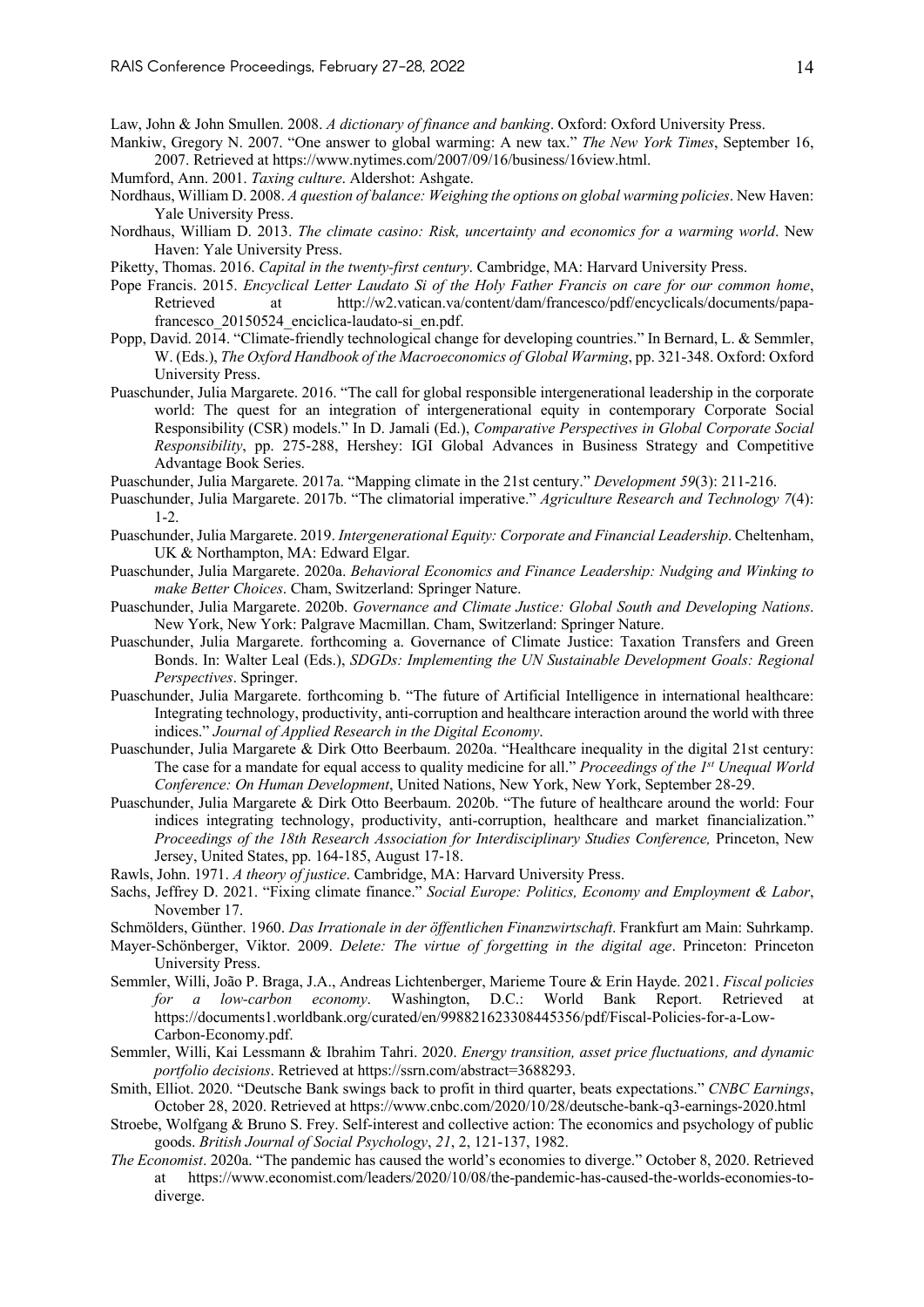Law, John & John Smullen. 2008. *A dictionary of finance and banking*. Oxford: Oxford University Press.

Mankiw, Gregory N. 2007. "One answer to global warming: A new tax." *The New York Times*, September 16, 2007. Retrieved at https://www.nytimes.com/2007/09/16/business/16view.html.

Mumford, Ann. 2001. *Taxing culture*. Aldershot: Ashgate.

Nordhaus, William D. 2008. *A question of balance: Weighing the options on global warming policies*. New Haven: Yale University Press.

Nordhaus, William D. 2013. *The climate casino: Risk, uncertainty and economics for a warming world*. New Haven: Yale University Press.

Piketty, Thomas. 2016. *Capital in the twenty-first century*. Cambridge, MA: Harvard University Press.

Pope Francis. 2015. *Encyclical Letter Laudato Si of the Holy Father Francis on care for our common home*, Retrieved at http://w2.vatican.va/content/dam/francesco/pdf/encyclicals/documents/papa-francesco_20150524_enciclica-laudato-si_en.pdf.

Popp, David. 2014. "Climate-friendly technological change for developing countries." In Bernard, L. & Semmler, W. (Eds.), *The Oxford Handbook of the Macroeconomics of Global Warming*, pp. 321-348. Oxford: Oxford University Press.

Puaschunder, Julia Margarete. 2016. "The call for global responsible intergenerational leadership in the corporate world: The quest for an integration of intergenerational equity in contemporary Corporate Social Responsibility (CSR) models." In D. Jamali (Ed.), *Comparative Perspectives in Global Corporate Social Responsibility*, pp. 275-288, Hershey: IGI Global Advances in Business Strategy and Competitive Advantage Book Series.

Puaschunder, Julia Margarete. 2017a. "Mapping climate in the 21st century." *Development 59*(3): 211-216.

Puaschunder, Julia Margarete. 2017b. "The climatorial imperative." *Agriculture Research and Technology 7*(4): 1-2.

Puaschunder, Julia Margarete. 2019. *Intergenerational Equity: Corporate and Financial Leadership*. Cheltenham, UK & Northampton, MA: Edward Elgar.

Puaschunder, Julia Margarete. 2020a. *Behavioral Economics and Finance Leadership: Nudging and Winking to make Better Choices*. Cham, Switzerland: Springer Nature.

Puaschunder, Julia Margarete. 2020b. *Governance and Climate Justice: Global South and Developing Nations*. New York, New York: Palgrave Macmillan. Cham, Switzerland: Springer Nature.

Puaschunder, Julia Margarete. forthcoming a. Governance of Climate Justice: Taxation Transfers and Green Bonds. In: Walter Leal (Eds.), *SDGDs: Implementing the UN Sustainable Development Goals: Regional Perspectives*. Springer.

Puaschunder, Julia Margarete. forthcoming b. "The future of Artificial Intelligence in international healthcare: Integrating technology, productivity, anti-corruption and healthcare interaction around the world with three indices." *Journal of Applied Research in the Digital Economy*.

Puaschunder, Julia Margarete & Dirk Otto Beerbaum. 2020a. "Healthcare inequality in the digital 21st century: The case for a mandate for equal access to quality medicine for all." *Proceedings of the 1st Unequal World Conference: On Human Development*, United Nations, New York, New York, September 28-29.

Puaschunder, Julia Margarete & Dirk Otto Beerbaum. 2020b. "The future of healthcare around the world: Four indices integrating technology, productivity, anti-corruption, healthcare and market financialization." *Proceedings of the 18th Research Association for Interdisciplinary Studies Conference,* Princeton, New Jersey, United States, pp. 164-185, August 17-18.

Rawls, John. 1971. *A theory of justice*. Cambridge, MA: Harvard University Press.

Sachs, Jeffrey D. 2021. "Fixing climate finance." *Social Europe: Politics, Economy and Employment & Labor*, November 17.

Schmölders, Günther. 1960. *Das Irrationale in der öffentlichen Finanzwirtschaft*. Frankfurt am Main: Suhrkamp.

Mayer-Schönberger, Viktor. 2009. *Delete: The virtue of forgetting in the digital age*. Princeton: Princeton University Press.

Semmler, Willi, João P. Braga, J.A., Andreas Lichtenberger, Marieme Toure & Erin Hayde. 2021. *Fiscal policies for a low-carbon economy*. Washington, D.C.: World Bank Report. Retrieved at https://documents1.worldbank.org/curated/en/998821623308445356/pdf/Fiscal-Policies-for-a-Low-Carbon-Economy.pdf.

Semmler, Willi, Kai Lessmann & Ibrahim Tahri. 2020. *Energy transition, asset price fluctuations, and dynamic portfolio decisions*. Retrieved at https://ssrn.com/abstract=3688293.

Smith, Elliot. 2020. "Deutsche Bank swings back to profit in third quarter, beats expectations." *CNBC Earnings*, October 28, 2020. Retrieved at https://www.cnbc.com/2020/10/28/deutsche-bank-q3-earnings-2020.html

Stroebe, Wolfgang & Bruno S. Frey. Self-interest and collective action: The economics and psychology of public goods. *British Journal of Social Psychology*, *21*, 2, 121-137, 1982.

*The Economist*. 2020a. "The pandemic has caused the world's economies to diverge." October 8, 2020. Retrieved at https://www.economist.com/leaders/2020/10/08/the-pandemic-has-caused-the-worlds-economies-to-diverge.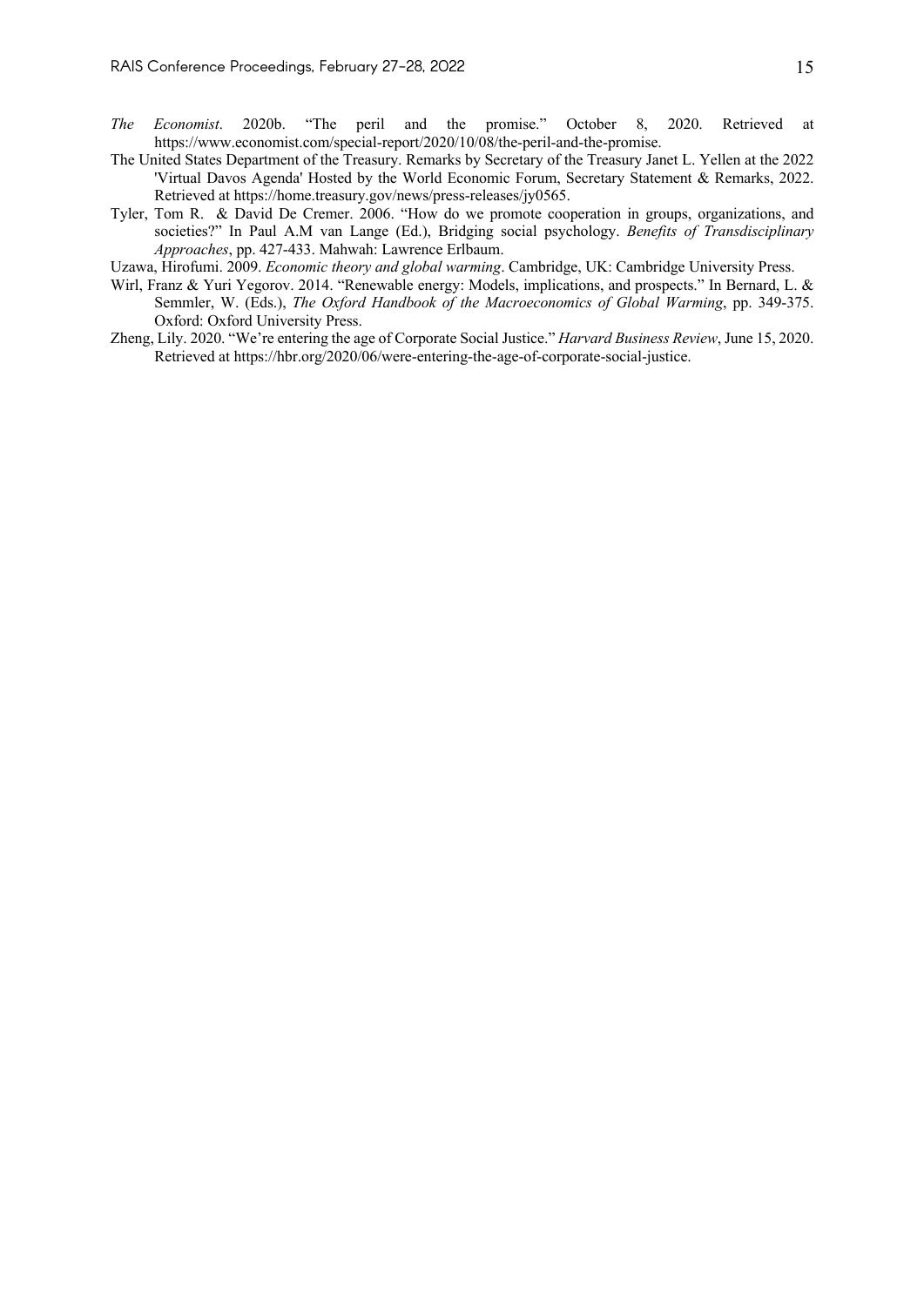*The Economist*. 2020b. "The peril and the promise." October 8, 2020. Retrieved at https://www.economist.com/special-report/2020/10/08/the-peril-and-the-promise.

The United States Department of the Treasury. Remarks by Secretary of the Treasury Janet L. Yellen at the 2022 'Virtual Davos Agenda' Hosted by the World Economic Forum, Secretary Statement & Remarks, 2022. Retrieved at https://home.treasury.gov/news/press-releases/jy0565.

Tyler, Tom R. & David De Cremer. 2006. "How do we promote cooperation in groups, organizations, and societies?" In Paul A.M van Lange (Ed.), Bridging social psychology. *Benefits of Transdisciplinary Approaches*, pp. 427-433. Mahwah: Lawrence Erlbaum.

Uzawa, Hirofumi. 2009. *Economic theory and global warming*. Cambridge, UK: Cambridge University Press.

Wirl, Franz & Yuri Yegorov. 2014. "Renewable energy: Models, implications, and prospects." In Bernard, L. & Semmler, W. (Eds.), *The Oxford Handbook of the Macroeconomics of Global Warming*, pp. 349-375. Oxford: Oxford University Press.

Zheng, Lily. 2020. "We're entering the age of Corporate Social Justice." *Harvard Business Review*, June 15, 2020. Retrieved at https://hbr.org/2020/06/were-entering-the-age-of-corporate-social-justice.